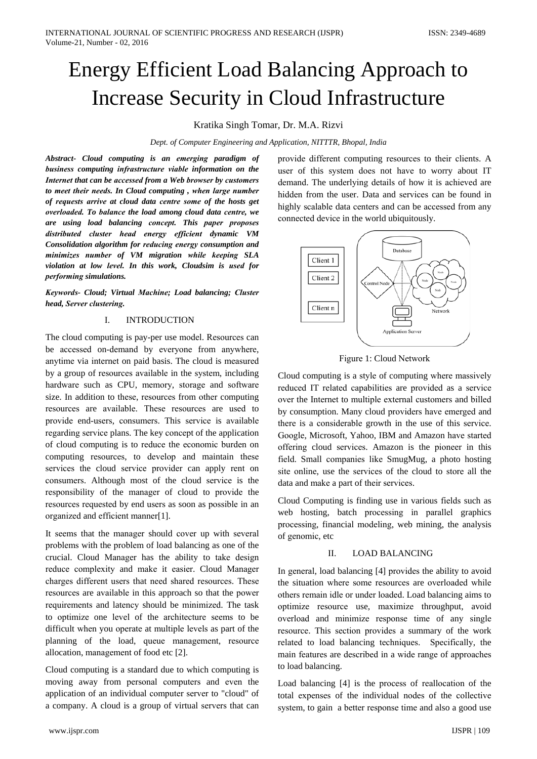# Energy Efficient Load Balancing Approach to Increase Security in Cloud Infrastructure

Kratika Singh Tomar, Dr. M.A. Rizvi

*Dept. of Computer Engineering and Application, NITTTR, Bhopal, India*

***Abstract- Cloud computing is an emerging paradigm of business computing infrastructure viable information on the Internet that can be accessed from a Web browser by customers to meet their needs. In Cloud computing , when large number of requests arrive at cloud data centre some of the hosts get overloaded. To balance the load among cloud data centre, we are using load balancing concept. This paper proposes distributed cluster head energy efficient dynamic VM Consolidation algorithm for reducing energy consumption and minimizes number of VM migration while keeping SLA violation at low level. In this work, Cloudsim is used for performing simulations.***

***Keywords- Cloud; Virtual Machine; Load balancing; Cluster head, Server clustering.***

## I. INTRODUCTION

The cloud computing is pay-per use model. Resources can be accessed on-demand by everyone from anywhere, anytime via internet on paid basis. The cloud is measured by a group of resources available in the system, including hardware such as CPU, memory, storage and software size. In addition to these, resources from other computing resources are available. These resources are used to provide end-users, consumers. This service is available regarding service plans. The key concept of the application of cloud computing is to reduce the economic burden on computing resources, to develop and maintain these services the cloud service provider can apply rent on consumers. Although most of the cloud service is the responsibility of the manager of cloud to provide the resources requested by end users as soon as possible in an organized and efficient manner[1].

It seems that the manager should cover up with several problems with the problem of load balancing as one of the crucial. Cloud Manager has the ability to take design reduce complexity and make it easier. Cloud Manager charges different users that need shared resources. These resources are available in this approach so that the power requirements and latency should be minimized. The task to optimize one level of the architecture seems to be difficult when you operate at multiple levels as part of the planning of the load, queue management, resource allocation, management of food etc [2].

Cloud computing is a standard due to which computing is moving away from personal computers and even the application of an individual computer server to "cloud" of a company. A cloud is a group of virtual servers that can provide different computing resources to their clients. A user of this system does not have to worry about IT demand. The underlying details of how it is achieved are hidden from the user. Data and services can be found in highly scalable data centers and can be accessed from any connected device in the world ubiquitously.

Figure 1: Cloud Network

Cloud computing is a style of computing where massively reduced IT related capabilities are provided as a service over the Internet to multiple external customers and billed by consumption. Many cloud providers have emerged and there is a considerable growth in the use of this service. Google, Microsoft, Yahoo, IBM and Amazon have started offering cloud services. Amazon is the pioneer in this field. Small companies like SmugMug, a photo hosting site online, use the services of the cloud to store all the data and make a part of their services.

Cloud Computing is finding use in various fields such as web hosting, batch processing in parallel graphics processing, financial modeling, web mining, the analysis of genomic, etc

## II. LOAD BALANCING

In general, load balancing [4] provides the ability to avoid the situation where some resources are overloaded while others remain idle or under loaded. Load balancing aims to optimize resource use, maximize throughput, avoid overload and minimize response time of any single resource. This section provides a summary of the work related to load balancing techniques. Specifically, the main features are described in a wide range of approaches to load balancing.

Load balancing [4] is the process of reallocation of the total expenses of the individual nodes of the collective system, to gain a better response time and also a good use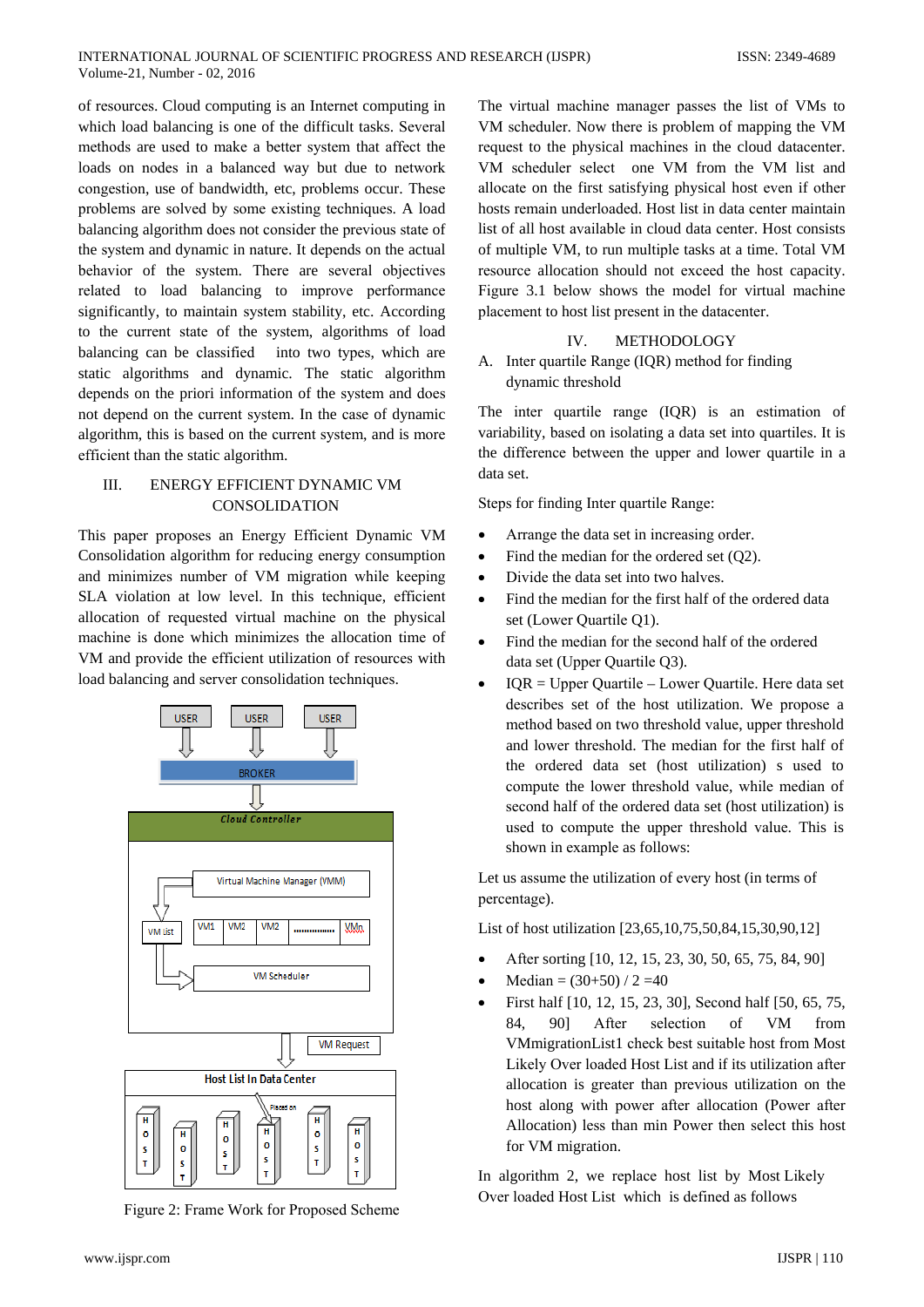of resources. Cloud computing is an Internet computing in which load balancing is one of the difficult tasks. Several methods are used to make a better system that affect the loads on nodes in a balanced way but due to network congestion, use of bandwidth, etc, problems occur. These problems are solved by some existing techniques. A load balancing algorithm does not consider the previous state of the system and dynamic in nature. It depends on the actual behavior of the system. There are several objectives related to load balancing to improve performance significantly, to maintain system stability, etc. According to the current state of the system, algorithms of load balancing can be classified into two types, which are static algorithms and dynamic. The static algorithm depends on the priori information of the system and does not depend on the current system. In the case of dynamic algorithm, this is based on the current system, and is more efficient than the static algorithm.

## III. ENERGY EFFICIENT DYNAMIC VM CONSOLIDATION

This paper proposes an Energy Efficient Dynamic VM Consolidation algorithm for reducing energy consumption and minimizes number of VM migration while keeping SLA violation at low level. In this technique, efficient allocation of requested virtual machine on the physical machine is done which minimizes the allocation time of VM and provide the efficient utilization of resources with load balancing and server consolidation techniques.

Figure 2: Frame Work for Proposed Scheme

The virtual machine manager passes the list of VMs to VM scheduler. Now there is problem of mapping the VM request to the physical machines in the cloud datacenter. VM scheduler select one VM from the VM list and allocate on the first satisfying physical host even if other hosts remain underloaded. Host list in data center maintain list of all host available in cloud data center. Host consists of multiple VM, to run multiple tasks at a time. Total VM resource allocation should not exceed the host capacity. Figure 3.1 below shows the model for virtual machine placement to host list present in the datacenter.

## IV. METHODOLOGY

### A. Inter quartile Range (IQR) method for finding dynamic threshold

The inter quartile range (IQR) is an estimation of variability, based on isolating a data set into quartiles. It is the difference between the upper and lower quartile in a data set.

Steps for finding Inter quartile Range:

- Arrange the data set in increasing order.
- Find the median for the ordered set (Q2).
- Divide the data set into two halves.
- Find the median for the first half of the ordered data set (Lower Quartile Q1).
- Find the median for the second half of the ordered data set (Upper Quartile Q3).
- IQR = Upper Quartile – Lower Quartile. Here data set describes set of the host utilization. We propose a method based on two threshold value, upper threshold and lower threshold. The median for the first half of the ordered data set (host utilization) s used to compute the lower threshold value, while median of second half of the ordered data set (host utilization) is used to compute the upper threshold value. This is shown in example as follows:

Let us assume the utilization of every host (in terms of percentage).

List of host utilization [23,65,10,75,50,84,15,30,90,12]

- After sorting [10, 12, 15, 23, 30, 50, 65, 75, 84, 90]
- Median = (30+50) / 2 =40
- First half [10, 12, 15, 23, 30], Second half [50, 65, 75, 84, 90] After selection of VM from VMmigrationList1 check best suitable host from Most Likely Over loaded Host List and if its utilization after allocation is greater than previous utilization on the host along with power after allocation (Power after Allocation) less than min Power then select this host for VM migration.

In algorithm 2, we replace host list by Most Likely Over loaded Host List which is defined as follows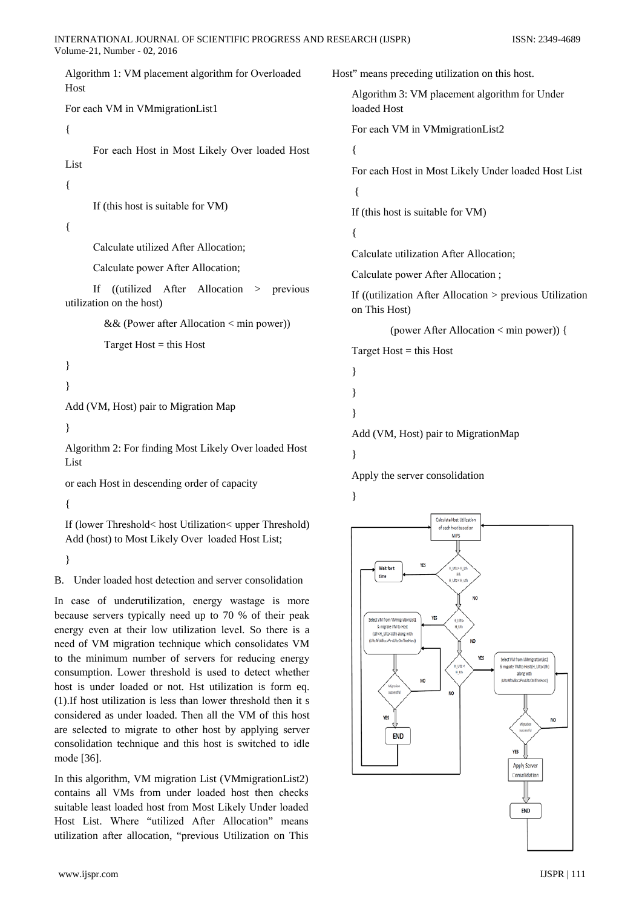Algorithm 1: VM placement algorithm for Overloaded Host

```
For each VM in VMmigrationList1
{
    For each Host in Most Likely Over loaded Host List
{
    If (this host is suitable for VM)
{
    Calculate utilized After Allocation;
    Calculate power After Allocation;
    If ((utilized After Allocation > previous utilization on the host)
        && (Power after Allocation < min power))
        Target Host = this Host
}
}
Add (VM, Host) pair to Migration Map
}
```

Algorithm 2: For finding Most Likely Over loaded Host List

```
or each Host in descending order of capacity
{
If (lower Threshold< host Utilization< upper Threshold)
Add (host) to Most Likely Over loaded Host List;
}
```

B. Under loaded host detection and server consolidation

In case of underutilization, energy wastage is more because servers typically need up to 70 % of their peak energy even at their low utilization level. So there is a need of VM migration technique which consolidates VM to the minimum number of servers for reducing energy consumption. Lower threshold is used to detect whether host is under loaded or not. Hst utilization is form eq. (1).If host utilization is less than lower threshold then it s considered as under loaded. Then all the VM of this host are selected to migrate to other host by applying server consolidation technique and this host is switched to idle mode [36].

In this algorithm, VM migration List (VMmigrationList2) contains all VMs from under loaded host then checks suitable least loaded host from Most Likely Under loaded Host List. Where "utilized After Allocation" means utilization after allocation, "previous Utilization on This Host" means preceding utilization on this host.

Algorithm 3: VM placement algorithm for Under loaded Host

```
For each VM in VMmigrationList2
{
For each Host in Most Likely Under loaded Host List
 {
If (this host is suitable for VM)
{
Calculate utilization After Allocation;
Calculate power After Allocation ;
If ((utilization After Allocation > previous Utilization on This Host)
        (power After Allocation < min power)) {
Target Host = this Host
}
}
}
Add (VM, Host) pair to MigrationMap
}
Apply the server consolidation
}
```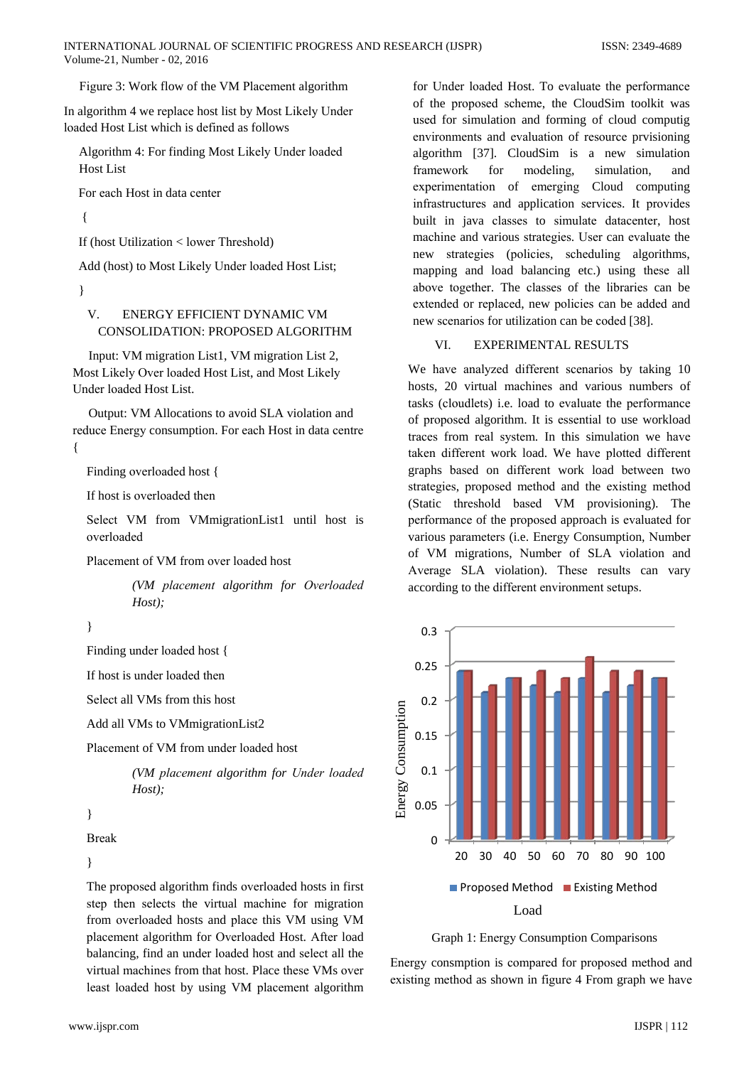Figure 3: Work flow of the VM Placement algorithm

In algorithm 4 we replace host list by Most Likely Under loaded Host List which is defined as follows

Algorithm 4: For finding Most Likely Under loaded Host List

```
For each Host in data center

{

If (host Utilization < lower Threshold)

Add (host) to Most Likely Under loaded Host List;

}
```

## V. ENERGY EFFICIENT DYNAMIC VM CONSOLIDATION: PROPOSED ALGORITHM

Input: VM migration List1, VM migration List 2, Most Likely Over loaded Host List, and Most Likely Under loaded Host List.

Output: VM Allocations to avoid SLA violation and reduce Energy consumption. For each Host in data centre {

```
Finding overloaded host {

If host is overloaded then

Select VM from VMmigrationList1 until host is overloaded

Placement of VM from over loaded host

    (VM placement algorithm for Overloaded Host);

}

Finding under loaded host {

If host is under loaded then

Select all VMs from this host

Add all VMs to VMmigrationList2

Placement of VM from under loaded host

    (VM placement algorithm for Under loaded Host);

}

Break

}
```

The proposed algorithm finds overloaded hosts in first step then selects the virtual machine for migration from overloaded hosts and place this VM using VM placement algorithm for Overloaded Host. After load balancing, find an under loaded host and select all the virtual machines from that host. Place these VMs over least loaded host by using VM placement algorithm for Under loaded Host. To evaluate the performance of the proposed scheme, the CloudSim toolkit was used for simulation and forming of cloud computig environments and evaluation of resource prvisioning algorithm [37]. CloudSim is a new simulation framework for modeling, simulation, and experimentation of emerging Cloud computing infrastructures and application services. It provides built in java classes to simulate datacenter, host machine and various strategies. User can evaluate the new strategies (policies, scheduling algorithms, mapping and load balancing etc.) using these all above together. The classes of the libraries can be extended or replaced, new policies can be added and new scenarios for utilization can be coded [38].

## VI. EXPERIMENTAL RESULTS

We have analyzed different scenarios by taking 10 hosts, 20 virtual machines and various numbers of tasks (cloudlets) i.e. load to evaluate the performance of proposed algorithm. It is essential to use workload traces from real system. In this simulation we have taken different work load. We have plotted different graphs based on different work load between two strategies, proposed method and the existing method (Static threshold based VM provisioning). The performance of the proposed approach is evaluated for various parameters (i.e. Energy Consumption, Number of VM migrations, Number of SLA violation and Average SLA violation). These results can vary according to the different environment setups.

| Load | Proposed Method | Existing Method |
|---|---|---|
| 20 | 0.24 | 0.24 |
| 30 | 0.21 | 0.22 |
| 40 | 0.23 | 0.23 |
| 50 | 0.22 | 0.24 |
| 60 | 0.21 | 0.23 |
| 70 | 0.23 | 0.26 |
| 80 | 0.21 | 0.24 |
| 90 | 0.22 | 0.24 |
| 100 | 0.23 | 0.23 |

Graph 1: Energy Consumption Comparisons

Energy consmption is compared for proposed method and existing method as shown in figure 4 From graph we have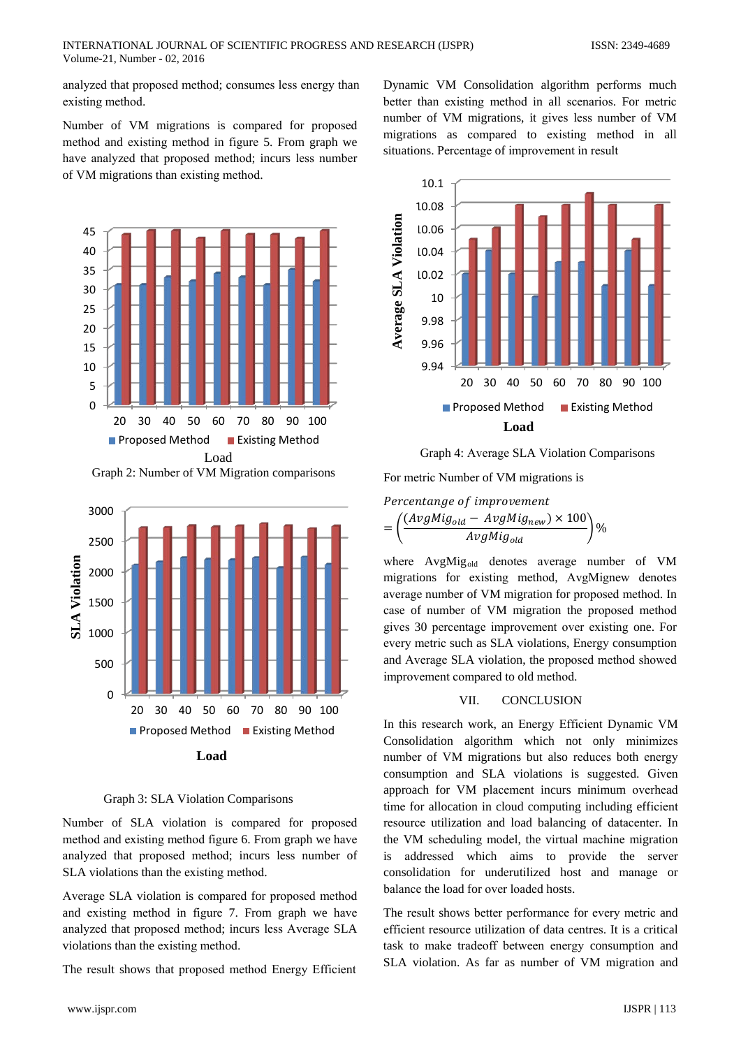analyzed that proposed method; consumes less energy than existing method.

Number of VM migrations is compared for proposed method and existing method in figure 5. From graph we have analyzed that proposed method; incurs less number of VM migrations than existing method.

Graph 2: Number of VM Migration comparisons

Graph 3: SLA Violation Comparisons

Number of SLA violation is compared for proposed method and existing method figure 6. From graph we have analyzed that proposed method; incurs less number of SLA violations than the existing method.

Average SLA violation is compared for proposed method and existing method in figure 7. From graph we have analyzed that proposed method; incurs less Average SLA violations than the existing method.

The result shows that proposed method Energy Efficient Dynamic VM Consolidation algorithm performs much better than existing method in all scenarios. For metric number of VM migrations, it gives less number of VM migrations as compared to existing method in all situations. Percentage of improvement in result

Graph 4: Average SLA Violation Comparisons

For metric Number of VM migrations is

$$Percentange\ of\ improvement = \left(\frac{(AvgMig_{old} - AvgMig_{new}) \times 100}{AvgMig_{old}}\right)\%$$

where $AvgMig_{old}$ denotes average number of VM migrations for existing method, AvgMignew denotes average number of VM migration for proposed method. In case of number of VM migration the proposed method gives 30 percentage improvement over existing one. For every metric such as SLA violations, Energy consumption and Average SLA violation, the proposed method showed improvement compared to old method.

## VII. CONCLUSION

In this research work, an Energy Efficient Dynamic VM Consolidation algorithm which not only minimizes number of VM migrations but also reduces both energy consumption and SLA violations is suggested. Given approach for VM placement incurs minimum overhead time for allocation in cloud computing including efficient resource utilization and load balancing of datacenter. In the VM scheduling model, the virtual machine migration is addressed which aims to provide the server consolidation for underutilized host and manage or balance the load for over loaded hosts.

The result shows better performance for every metric and efficient resource utilization of data centres. It is a critical task to make tradeoff between energy consumption and SLA violation. As far as number of VM migration and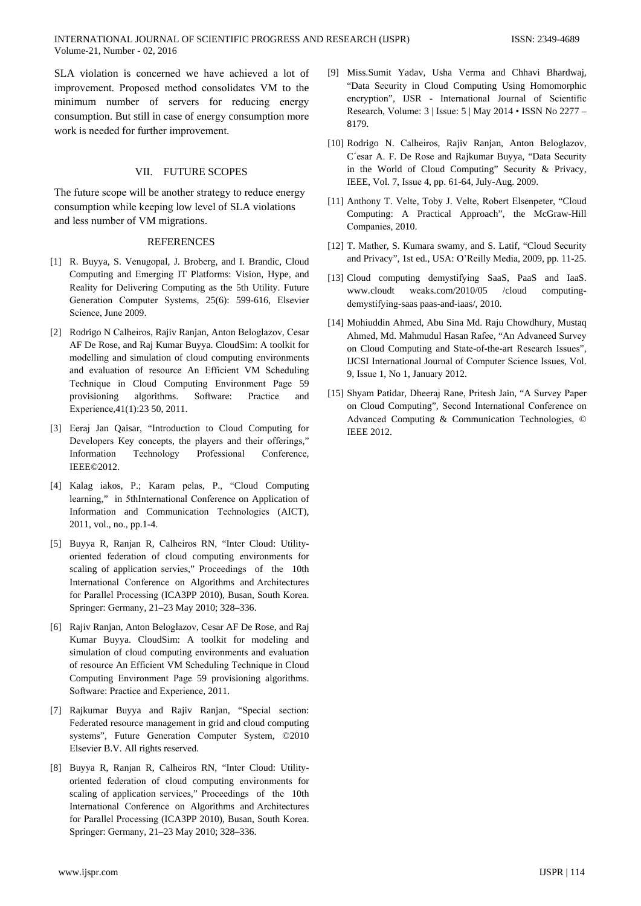SLA violation is concerned we have achieved a lot of improvement. Proposed method consolidates VM to the minimum number of servers for reducing energy consumption. But still in case of energy consumption more work is needed for further improvement.

## VII. FUTURE SCOPES

The future scope will be another strategy to reduce energy consumption while keeping low level of SLA violations and less number of VM migrations.

## REFERENCES

[1] R. Buyya, S. Venugopal, J. Broberg, and I. Brandic, Cloud Computing and Emerging IT Platforms: Vision, Hype, and Reality for Delivering Computing as the 5th Utility. Future Generation Computer Systems, 25(6): 599-616, Elsevier Science, June 2009.

[2] Rodrigo N Calheiros, Rajiv Ranjan, Anton Beloglazov, Cesar AF De Rose, and Raj Kumar Buyya. CloudSim: A toolkit for modelling and simulation of cloud computing environments and evaluation of resource An Efficient VM Scheduling Technique in Cloud Computing Environment Page 59 provisioning algorithms. Software: Practice and Experience,41(1):23 50, 2011.

[3] Eeraj Jan Qaisar, "Introduction to Cloud Computing for Developers Key concepts, the players and their offerings," Information Technology Professional Conference, IEEE©2012.

[4] Kalag iakos, P.; Karam pelas, P., "Cloud Computing learning," in 5thInternational Conference on Application of Information and Communication Technologies (AICT), 2011, vol., no., pp.1-4.

[5] Buyya R, Ranjan R, Calheiros RN, "Inter Cloud: Utility-oriented federation of cloud computing environments for scaling of application servies," Proceedings of the 10th International Conference on Algorithms and Architectures for Parallel Processing (ICA3PP 2010), Busan, South Korea. Springer: Germany, 21–23 May 2010; 328–336.

[6] Rajiv Ranjan, Anton Beloglazov, Cesar AF De Rose, and Raj Kumar Buyya. CloudSim: A toolkit for modeling and simulation of cloud computing environments and evaluation of resource An Efficient VM Scheduling Technique in Cloud Computing Environment Page 59 provisioning algorithms. Software: Practice and Experience, 2011.

[7] Rajkumar Buyya and Rajiv Ranjan, "Special section: Federated resource management in grid and cloud computing systems", Future Generation Computer System, ©2010 Elsevier B.V. All rights reserved.

[8] Buyya R, Ranjan R, Calheiros RN, "Inter Cloud: Utility-oriented federation of cloud computing environments for scaling of application services," Proceedings of the 10th International Conference on Algorithms and Architectures for Parallel Processing (ICA3PP 2010), Busan, South Korea. Springer: Germany, 21–23 May 2010; 328–336.

[9] Miss.Sumit Yadav, Usha Verma and Chhavi Bhardwaj, "Data Security in Cloud Computing Using Homomorphic encryption", IJSR - International Journal of Scientific Research, Volume: 3 | Issue: 5 | May 2014 • ISSN No 2277 – 8179.

[10] Rodrigo N. Calheiros, Rajiv Ranjan, Anton Beloglazov, C´esar A. F. De Rose and Rajkumar Buyya, "Data Security in the World of Cloud Computing" Security & Privacy, IEEE, Vol. 7, Issue 4, pp. 61-64, July-Aug. 2009.

[11] Anthony T. Velte, Toby J. Velte, Robert Elsenpeter, "Cloud Computing: A Practical Approach", the McGraw-Hill Companies, 2010.

[12] T. Mather, S. Kumara swamy, and S. Latif, "Cloud Security and Privacy", 1st ed., USA: O'Reilly Media, 2009, pp. 11-25.

[13] Cloud computing demystifying SaaS, PaaS and IaaS. www.cloudt weaks.com/2010/05 /cloud computing-demystifying-saas paas-and-iaas/, 2010.

[14] Mohiuddin Ahmed, Abu Sina Md. Raju Chowdhury, Mustaq Ahmed, Md. Mahmudul Hasan Rafee, "An Advanced Survey on Cloud Computing and State-of-the-art Research Issues", IJCSI International Journal of Computer Science Issues, Vol. 9, Issue 1, No 1, January 2012.

[15] Shyam Patidar, Dheeraj Rane, Pritesh Jain, "A Survey Paper on Cloud Computing", Second International Conference on Advanced Computing & Communication Technologies, © IEEE 2012.